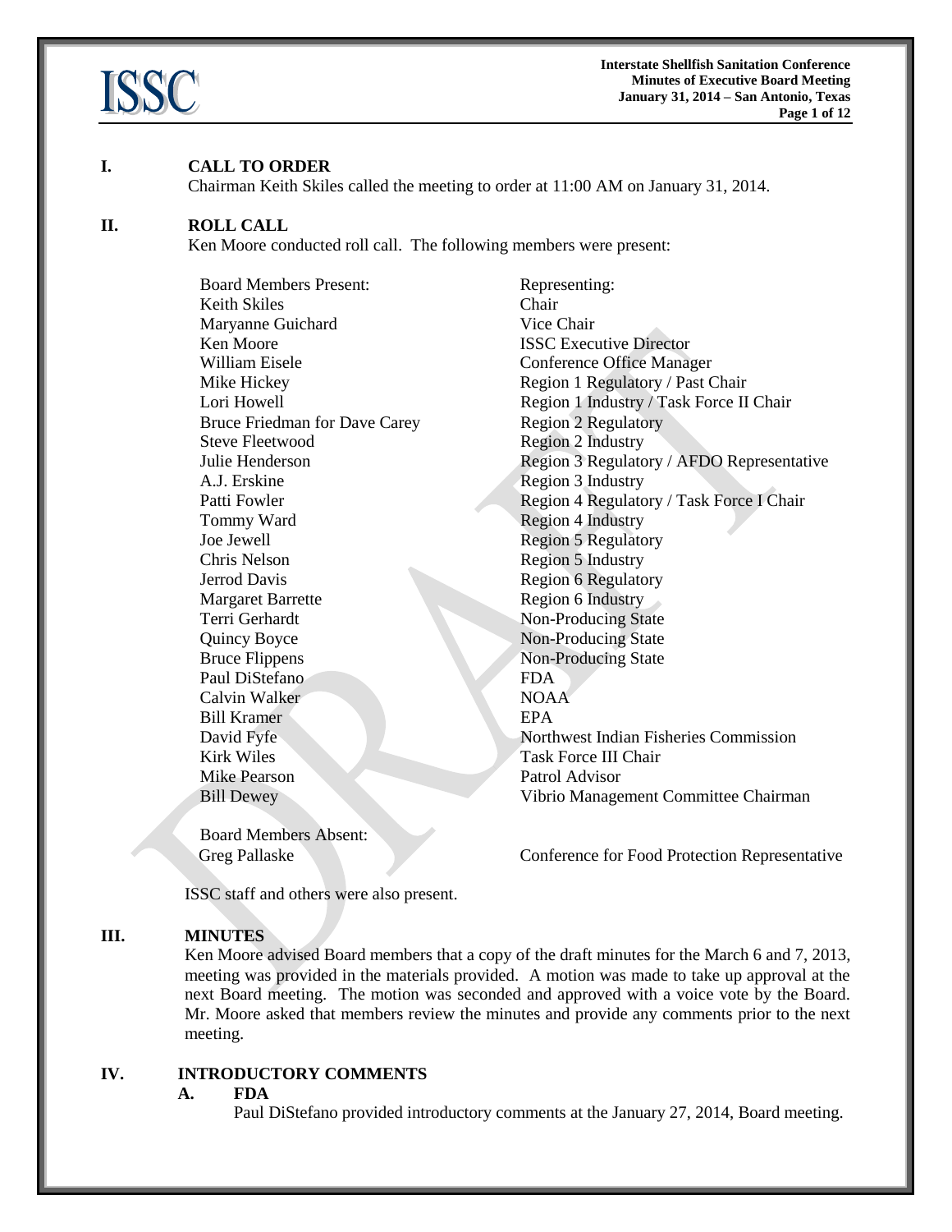## I. CALL TO ORDER

Chairman Keith Skiles called the meeting to order at 11:00 AM on January 31, 2014.

## II. ROLL CALL

Ken Moore conducted roll call. The following members were present:

| Board Members Present: | Representing: |
| --- | --- |
| Keith Skiles | Chair |
| Maryanne Guichard | Vice Chair |
| Ken Moore | ISSC Executive Director |
| William Eisele | Conference Office Manager |
| Mike Hickey | Region 1 Regulatory / Past Chair |
| Lori Howell | Region 1 Industry / Task Force II Chair |
| Bruce Friedman for Dave Carey | Region 2 Regulatory |
| Steve Fleetwood | Region 2 Industry |
| Julie Henderson | Region 3 Regulatory / AFDO Representative |
| A.J. Erskine | Region 3 Industry |
| Patti Fowler | Region 4 Regulatory / Task Force I Chair |
| Tommy Ward | Region 4 Industry |
| Joe Jewell | Region 5 Regulatory |
| Chris Nelson | Region 5 Industry |
| Jerrod Davis | Region 6 Regulatory |
| Margaret Barrette | Region 6 Industry |
| Terri Gerhardt | Non-Producing State |
| Quincy Boyce | Non-Producing State |
| Bruce Flippens | Non-Producing State |
| Paul DiStefano | FDA |
| Calvin Walker | NOAA |
| Bill Kramer | EPA |
| David Fyfe | Northwest Indian Fisheries Commission |
| Kirk Wiles | Task Force III Chair |
| Mike Pearson | Patrol Advisor |
| Bill Dewey | Vibrio Management Committee Chairman |

| Board Members Absent: | |
| --- | --- |
| Greg Pallaske | Conference for Food Protection Representative |

ISSC staff and others were also present.

## III. MINUTES

Ken Moore advised Board members that a copy of the draft minutes for the March 6 and 7, 2013, meeting was provided in the materials provided. A motion was made to take up approval at the next Board meeting. The motion was seconded and approved with a voice vote by the Board. Mr. Moore asked that members review the minutes and provide any comments prior to the next meeting.

## IV. INTRODUCTORY COMMENTS

### A. FDA

Paul DiStefano provided introductory comments at the January 27, 2014, Board meeting.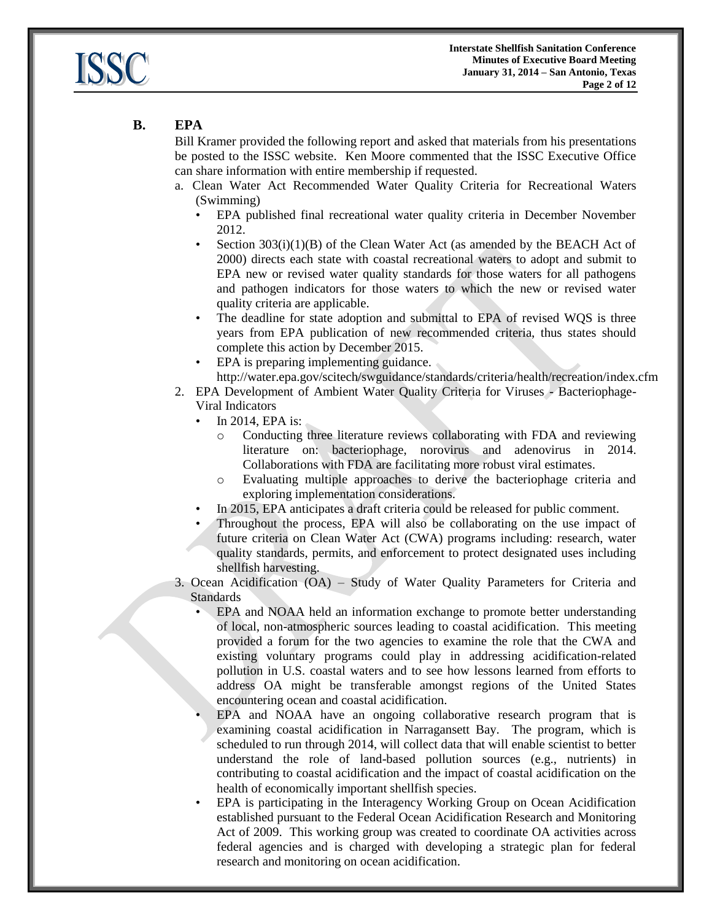## B. EPA

Bill Kramer provided the following report and asked that materials from his presentations be posted to the ISSC website. Ken Moore commented that the ISSC Executive Office can share information with entire membership if requested.

a. Clean Water Act Recommended Water Quality Criteria for Recreational Waters (Swimming)
   - EPA published final recreational water quality criteria in December November 2012.
   - Section 303(i)(1)(B) of the Clean Water Act (as amended by the BEACH Act of 2000) directs each state with coastal recreational waters to adopt and submit to EPA new or revised water quality standards for those waters for all pathogens and pathogen indicators for those waters to which the new or revised water quality criteria are applicable.
   - The deadline for state adoption and submittal to EPA of revised WQS is three years from EPA publication of new recommended criteria, thus states should complete this action by December 2015.
   - EPA is preparing implementing guidance.

   http://water.epa.gov/scitech/swguidance/standards/criteria/health/recreation/index.cfm

2. EPA Development of Ambient Water Quality Criteria for Viruses - Bacteriophage-Viral Indicators
   - In 2014, EPA is:
     - Conducting three literature reviews collaborating with FDA and reviewing literature on: bacteriophage, norovirus and adenovirus in 2014. Collaborations with FDA are facilitating more robust viral estimates.
     - Evaluating multiple approaches to derive the bacteriophage criteria and exploring implementation considerations.
   - In 2015, EPA anticipates a draft criteria could be released for public comment.
   - Throughout the process, EPA will also be collaborating on the use impact of future criteria on Clean Water Act (CWA) programs including: research, water quality standards, permits, and enforcement to protect designated uses including shellfish harvesting.

3. Ocean Acidification (OA) – Study of Water Quality Parameters for Criteria and Standards
   - EPA and NOAA held an information exchange to promote better understanding of local, non-atmospheric sources leading to coastal acidification. This meeting provided a forum for the two agencies to examine the role that the CWA and existing voluntary programs could play in addressing acidification-related pollution in U.S. coastal waters and to see how lessons learned from efforts to address OA might be transferable amongst regions of the United States encountering ocean and coastal acidification.
   - EPA and NOAA have an ongoing collaborative research program that is examining coastal acidification in Narragansett Bay. The program, which is scheduled to run through 2014, will collect data that will enable scientist to better understand the role of land-based pollution sources (e.g., nutrients) in contributing to coastal acidification and the impact of coastal acidification on the health of economically important shellfish species.
   - EPA is participating in the Interagency Working Group on Ocean Acidification established pursuant to the Federal Ocean Acidification Research and Monitoring Act of 2009. This working group was created to coordinate OA activities across federal agencies and is charged with developing a strategic plan for federal research and monitoring on ocean acidification.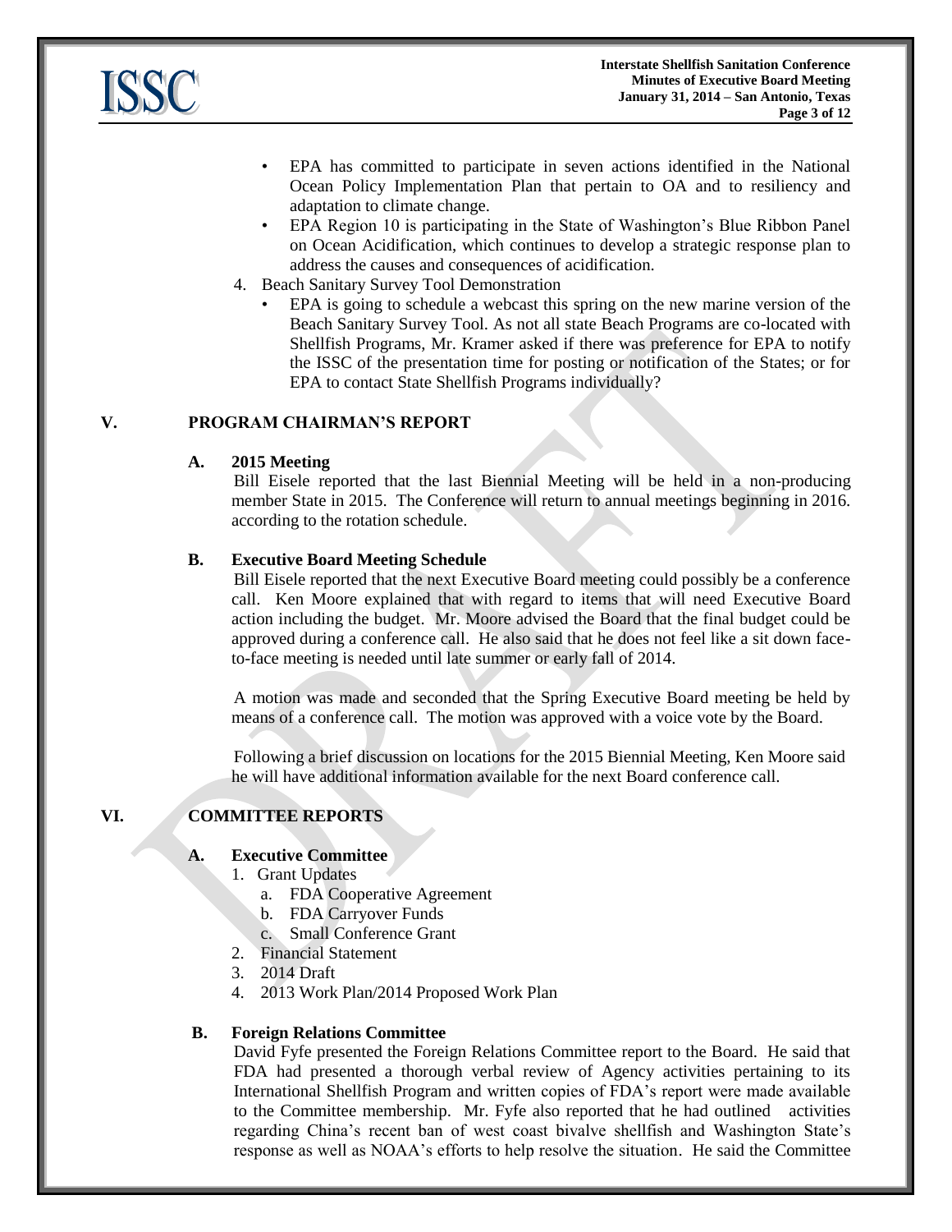- EPA has committed to participate in seven actions identified in the National Ocean Policy Implementation Plan that pertain to OA and to resiliency and adaptation to climate change.
- EPA Region 10 is participating in the State of Washington's Blue Ribbon Panel on Ocean Acidification, which continues to develop a strategic response plan to address the causes and consequences of acidification.

4. Beach Sanitary Survey Tool Demonstration
   - EPA is going to schedule a webcast this spring on the new marine version of the Beach Sanitary Survey Tool. As not all state Beach Programs are co-located with Shellfish Programs, Mr. Kramer asked if there was preference for EPA to notify the ISSC of the presentation time for posting or notification of the States; or for EPA to contact State Shellfish Programs individually?

## V. PROGRAM CHAIRMAN'S REPORT

### A. 2015 Meeting

Bill Eisele reported that the last Biennial Meeting will be held in a non-producing member State in 2015. The Conference will return to annual meetings beginning in 2016. according to the rotation schedule.

### B. Executive Board Meeting Schedule

Bill Eisele reported that the next Executive Board meeting could possibly be a conference call. Ken Moore explained that with regard to items that will need Executive Board action including the budget. Mr. Moore advised the Board that the final budget could be approved during a conference call. He also said that he does not feel like a sit down face-to-face meeting is needed until late summer or early fall of 2014.

A motion was made and seconded that the Spring Executive Board meeting be held by means of a conference call. The motion was approved with a voice vote by the Board.

Following a brief discussion on locations for the 2015 Biennial Meeting, Ken Moore said he will have additional information available for the next Board conference call.

## VI. COMMITTEE REPORTS

### A. Executive Committee

1. Grant Updates
   a. FDA Cooperative Agreement
   b. FDA Carryover Funds
   c. Small Conference Grant
2. Financial Statement
3. 2014 Draft
4. 2013 Work Plan/2014 Proposed Work Plan

### B. Foreign Relations Committee

David Fyfe presented the Foreign Relations Committee report to the Board. He said that FDA had presented a thorough verbal review of Agency activities pertaining to its International Shellfish Program and written copies of FDA's report were made available to the Committee membership. Mr. Fyfe also reported that he had outlined activities regarding China's recent ban of west coast bivalve shellfish and Washington State's response as well as NOAA's efforts to help resolve the situation. He said the Committee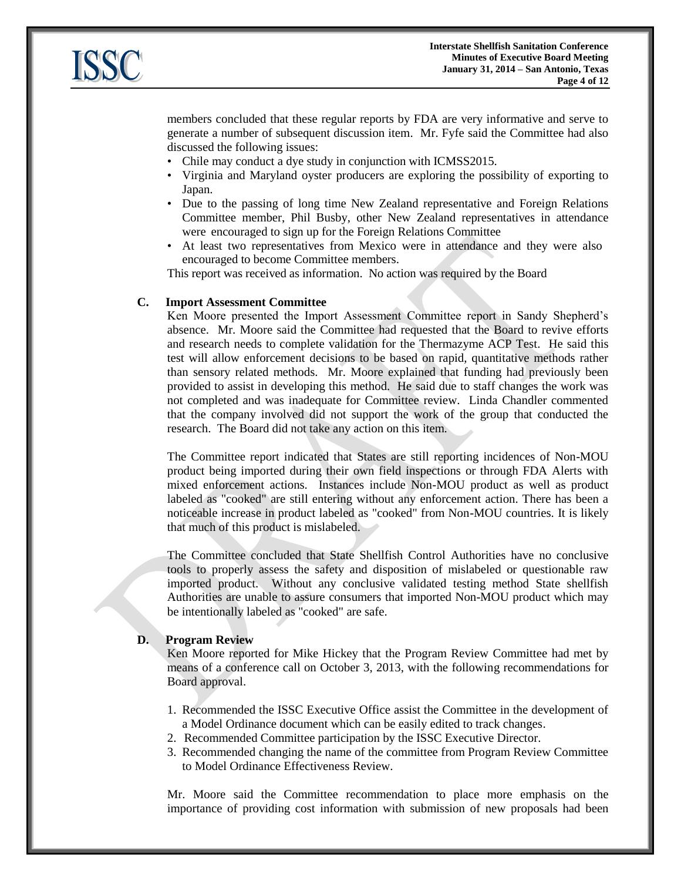members concluded that these regular reports by FDA are very informative and serve to generate a number of subsequent discussion item. Mr. Fyfe said the Committee had also discussed the following issues:

- Chile may conduct a dye study in conjunction with ICMSS2015.
- Virginia and Maryland oyster producers are exploring the possibility of exporting to Japan.
- Due to the passing of long time New Zealand representative and Foreign Relations Committee member, Phil Busby, other New Zealand representatives in attendance were encouraged to sign up for the Foreign Relations Committee
- At least two representatives from Mexico were in attendance and they were also encouraged to become Committee members.

This report was received as information. No action was required by the Board

**C. Import Assessment Committee**

Ken Moore presented the Import Assessment Committee report in Sandy Shepherd's absence. Mr. Moore said the Committee had requested that the Board to revive efforts and research needs to complete validation for the Thermazyme ACP Test. He said this test will allow enforcement decisions to be based on rapid, quantitative methods rather than sensory related methods. Mr. Moore explained that funding had previously been provided to assist in developing this method. He said due to staff changes the work was not completed and was inadequate for Committee review. Linda Chandler commented that the company involved did not support the work of the group that conducted the research. The Board did not take any action on this item.

The Committee report indicated that States are still reporting incidences of Non-MOU product being imported during their own field inspections or through FDA Alerts with mixed enforcement actions. Instances include Non-MOU product as well as product labeled as "cooked" are still entering without any enforcement action. There has been a noticeable increase in product labeled as "cooked" from Non-MOU countries. It is likely that much of this product is mislabeled.

The Committee concluded that State Shellfish Control Authorities have no conclusive tools to properly assess the safety and disposition of mislabeled or questionable raw imported product. Without any conclusive validated testing method State shellfish Authorities are unable to assure consumers that imported Non-MOU product which may be intentionally labeled as "cooked" are safe.

**D. Program Review**

Ken Moore reported for Mike Hickey that the Program Review Committee had met by means of a conference call on October 3, 2013, with the following recommendations for Board approval.

1. Recommended the ISSC Executive Office assist the Committee in the development of a Model Ordinance document which can be easily edited to track changes.
2. Recommended Committee participation by the ISSC Executive Director.
3. Recommended changing the name of the committee from Program Review Committee to Model Ordinance Effectiveness Review.

Mr. Moore said the Committee recommendation to place more emphasis on the importance of providing cost information with submission of new proposals had been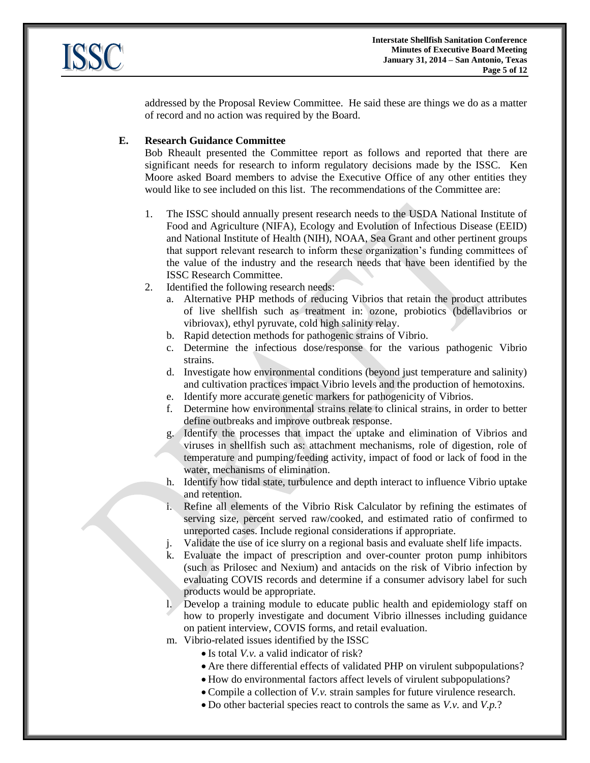addressed by the Proposal Review Committee. He said these are things we do as a matter of record and no action was required by the Board.

**E. Research Guidance Committee**

Bob Rheault presented the Committee report as follows and reported that there are significant needs for research to inform regulatory decisions made by the ISSC. Ken Moore asked Board members to advise the Executive Office of any other entities they would like to see included on this list. The recommendations of the Committee are:

1. The ISSC should annually present research needs to the USDA National Institute of Food and Agriculture (NIFA), Ecology and Evolution of Infectious Disease (EEID) and National Institute of Health (NIH), NOAA, Sea Grant and other pertinent groups that support relevant research to inform these organization's funding committees of the value of the industry and the research needs that have been identified by the ISSC Research Committee.
2. Identified the following research needs:
   a. Alternative PHP methods of reducing Vibrios that retain the product attributes of live shellfish such as treatment in: ozone, probiotics (bdellavibrios or vibriovax), ethyl pyruvate, cold high salinity relay.
   b. Rapid detection methods for pathogenic strains of Vibrio.
   c. Determine the infectious dose/response for the various pathogenic Vibrio strains.
   d. Investigate how environmental conditions (beyond just temperature and salinity) and cultivation practices impact Vibrio levels and the production of hemotoxins.
   e. Identify more accurate genetic markers for pathogenicity of Vibrios.
   f. Determine how environmental strains relate to clinical strains, in order to better define outbreaks and improve outbreak response.
   g. Identify the processes that impact the uptake and elimination of Vibrios and viruses in shellfish such as: attachment mechanisms, role of digestion, role of temperature and pumping/feeding activity, impact of food or lack of food in the water, mechanisms of elimination.
   h. Identify how tidal state, turbulence and depth interact to influence Vibrio uptake and retention.
   i. Refine all elements of the Vibrio Risk Calculator by refining the estimates of serving size, percent served raw/cooked, and estimated ratio of confirmed to unreported cases. Include regional considerations if appropriate.
   j. Validate the use of ice slurry on a regional basis and evaluate shelf life impacts.
   k. Evaluate the impact of prescription and over-counter proton pump inhibitors (such as Prilosec and Nexium) and antacids on the risk of Vibrio infection by evaluating COVIS records and determine if a consumer advisory label for such products would be appropriate.
   l. Develop a training module to educate public health and epidemiology staff on how to properly investigate and document Vibrio illnesses including guidance on patient interview, COVIS forms, and retail evaluation.
   m. Vibrio-related issues identified by the ISSC
      - Is total *V.v.* a valid indicator of risk?
      - Are there differential effects of validated PHP on virulent subpopulations?
      - How do environmental factors affect levels of virulent subpopulations?
      - Compile a collection of *V.v.* strain samples for future virulence research.
      - Do other bacterial species react to controls the same as *V.v.* and *V.p.*?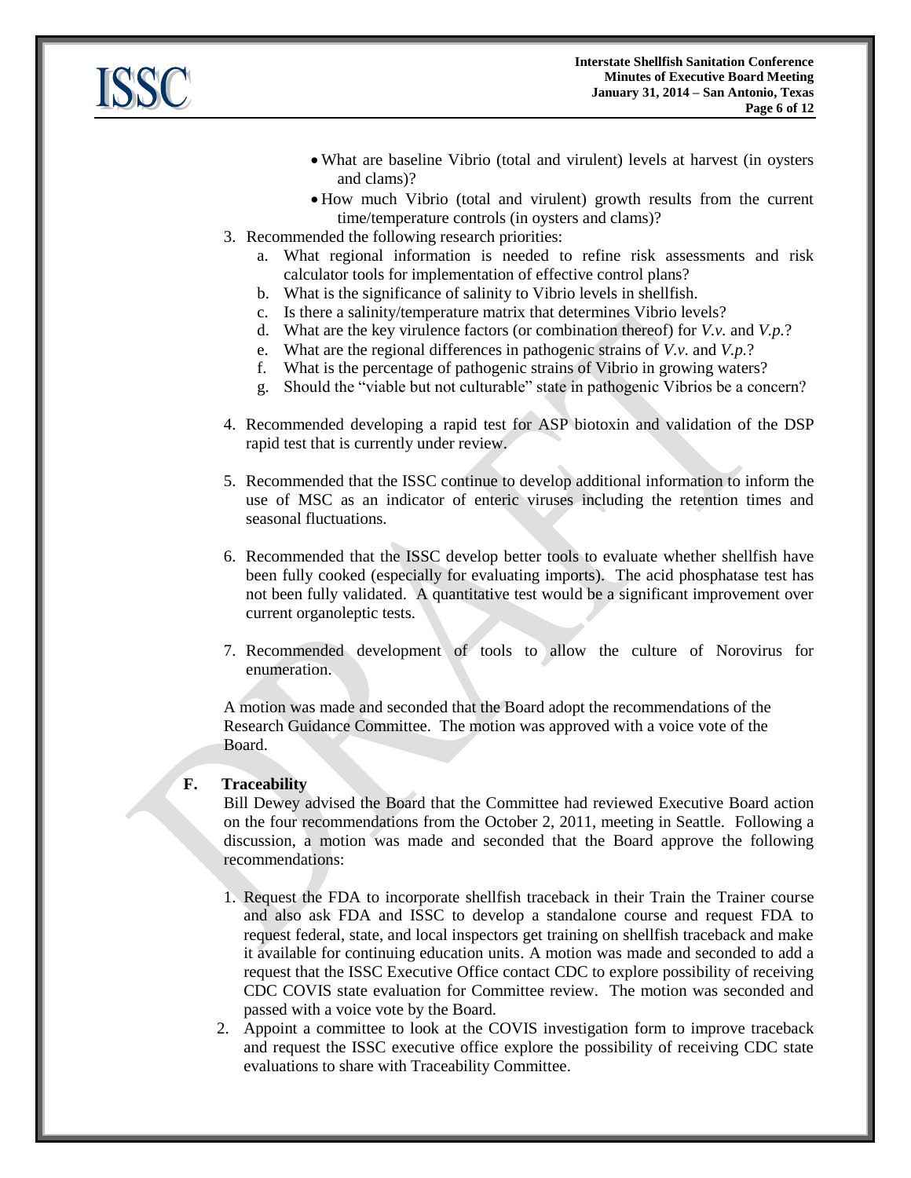- What are baseline Vibrio (total and virulent) levels at harvest (in oysters and clams)?
- How much Vibrio (total and virulent) growth results from the current time/temperature controls (in oysters and clams)?

3. Recommended the following research priorities:
   a. What regional information is needed to refine risk assessments and risk calculator tools for implementation of effective control plans?
   b. What is the significance of salinity to Vibrio levels in shellfish.
   c. Is there a salinity/temperature matrix that determines Vibrio levels?
   d. What are the key virulence factors (or combination thereof) for *V.v.* and *V.p.*?
   e. What are the regional differences in pathogenic strains of *V.v.* and *V.p.*?
   f. What is the percentage of pathogenic strains of Vibrio in growing waters?
   g. Should the "viable but not culturable" state in pathogenic Vibrios be a concern?

4. Recommended developing a rapid test for ASP biotoxin and validation of the DSP rapid test that is currently under review.

5. Recommended that the ISSC continue to develop additional information to inform the use of MSC as an indicator of enteric viruses including the retention times and seasonal fluctuations.

6. Recommended that the ISSC develop better tools to evaluate whether shellfish have been fully cooked (especially for evaluating imports). The acid phosphatase test has not been fully validated. A quantitative test would be a significant improvement over current organoleptic tests.

7. Recommended development of tools to allow the culture of Norovirus for enumeration.

A motion was made and seconded that the Board adopt the recommendations of the Research Guidance Committee. The motion was approved with a voice vote of the Board.

**F. Traceability**

Bill Dewey advised the Board that the Committee had reviewed Executive Board action on the four recommendations from the October 2, 2011, meeting in Seattle. Following a discussion, a motion was made and seconded that the Board approve the following recommendations:

1. Request the FDA to incorporate shellfish traceback in their Train the Trainer course and also ask FDA and ISSC to develop a standalone course and request FDA to request federal, state, and local inspectors get training on shellfish traceback and make it available for continuing education units. A motion was made and seconded to add a request that the ISSC Executive Office contact CDC to explore possibility of receiving CDC COVIS state evaluation for Committee review. The motion was seconded and passed with a voice vote by the Board.
2. Appoint a committee to look at the COVIS investigation form to improve traceback and request the ISSC executive office explore the possibility of receiving CDC state evaluations to share with Traceability Committee.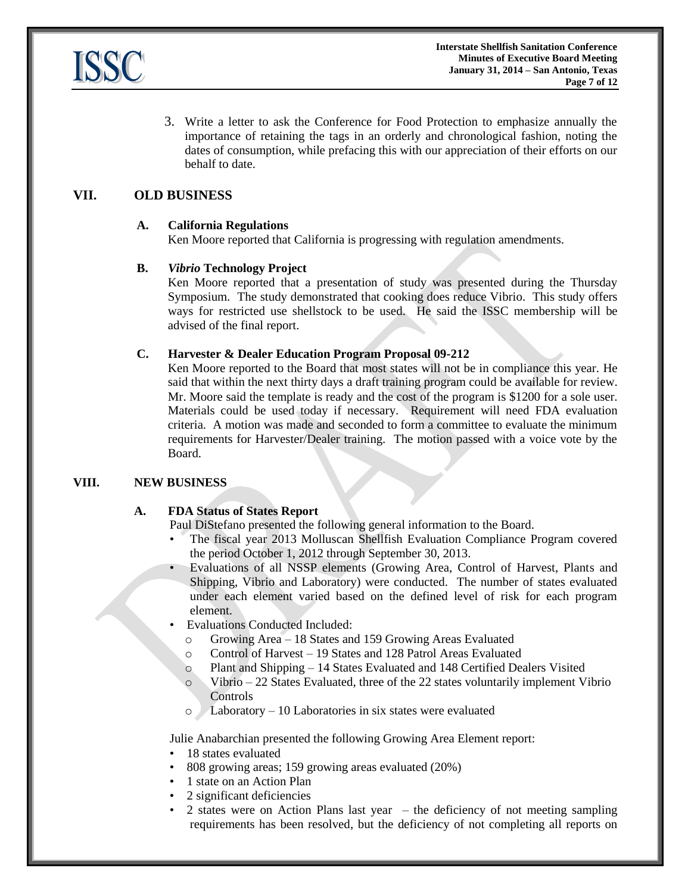3. Write a letter to ask the Conference for Food Protection to emphasize annually the importance of retaining the tags in an orderly and chronological fashion, noting the dates of consumption, while prefacing this with our appreciation of their efforts on our behalf to date.

## VII. OLD BUSINESS

### A. California Regulations

Ken Moore reported that California is progressing with regulation amendments.

### B. *Vibrio* Technology Project

Ken Moore reported that a presentation of study was presented during the Thursday Symposium. The study demonstrated that cooking does reduce Vibrio. This study offers ways for restricted use shellstock to be used. He said the ISSC membership will be advised of the final report.

### C. Harvester & Dealer Education Program Proposal 09-212

Ken Moore reported to the Board that most states will not be in compliance this year. He said that within the next thirty days a draft training program could be available for review. Mr. Moore said the template is ready and the cost of the program is $1200 for a sole user. Materials could be used today if necessary. Requirement will need FDA evaluation criteria. A motion was made and seconded to form a committee to evaluate the minimum requirements for Harvester/Dealer training. The motion passed with a voice vote by the Board.

## VIII. NEW BUSINESS

### A. FDA Status of States Report

Paul DiStefano presented the following general information to the Board.

- The fiscal year 2013 Molluscan Shellfish Evaluation Compliance Program covered the period October 1, 2012 through September 30, 2013.
- Evaluations of all NSSP elements (Growing Area, Control of Harvest, Plants and Shipping, Vibrio and Laboratory) were conducted. The number of states evaluated under each element varied based on the defined level of risk for each program element.
- Evaluations Conducted Included:
  - Growing Area – 18 States and 159 Growing Areas Evaluated
  - Control of Harvest – 19 States and 128 Patrol Areas Evaluated
  - Plant and Shipping – 14 States Evaluated and 148 Certified Dealers Visited
  - Vibrio – 22 States Evaluated, three of the 22 states voluntarily implement Vibrio Controls
  - Laboratory – 10 Laboratories in six states were evaluated

Julie Anabarchian presented the following Growing Area Element report:

- 18 states evaluated
- 808 growing areas; 159 growing areas evaluated (20%)
- 1 state on an Action Plan
- 2 significant deficiencies
- 2 states were on Action Plans last year – the deficiency of not meeting sampling requirements has been resolved, but the deficiency of not completing all reports on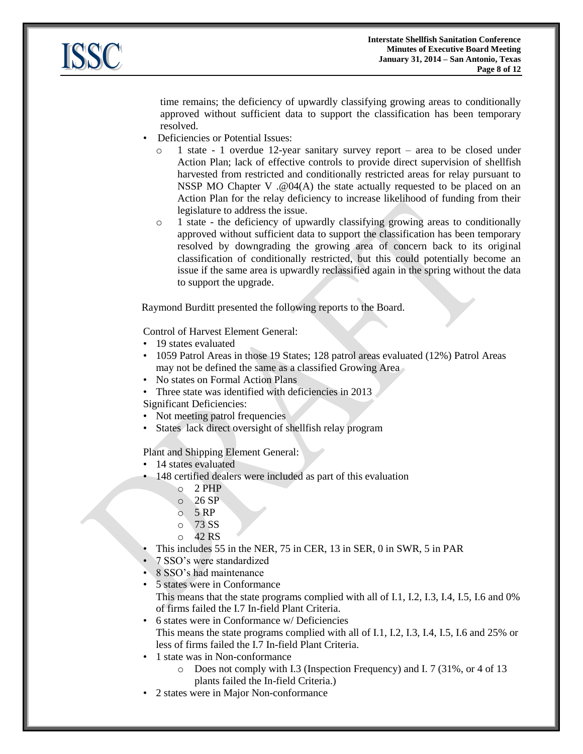time remains; the deficiency of upwardly classifying growing areas to conditionally approved without sufficient data to support the classification has been temporary resolved.

- Deficiencies or Potential Issues:
  - 1 state - 1 overdue 12-year sanitary survey report – area to be closed under Action Plan; lack of effective controls to provide direct supervision of shellfish harvested from restricted and conditionally restricted areas for relay pursuant to NSSP MO Chapter V .@04(A) the state actually requested to be placed on an Action Plan for the relay deficiency to increase likelihood of funding from their legislature to address the issue.
  - 1 state - the deficiency of upwardly classifying growing areas to conditionally approved without sufficient data to support the classification has been temporary resolved by downgrading the growing area of concern back to its original classification of conditionally restricted, but this could potentially become an issue if the same area is upwardly reclassified again in the spring without the data to support the upgrade.

Raymond Burditt presented the following reports to the Board.

Control of Harvest Element General:

- 19 states evaluated
- 1059 Patrol Areas in those 19 States; 128 patrol areas evaluated (12%) Patrol Areas may not be defined the same as a classified Growing Area
- No states on Formal Action Plans
- Three state was identified with deficiencies in 2013

Significant Deficiencies:

- Not meeting patrol frequencies
- States lack direct oversight of shellfish relay program

Plant and Shipping Element General:

- 14 states evaluated
- 148 certified dealers were included as part of this evaluation
  - 2 PHP
  - 26 SP
  - 5 RP
  - 73 SS
  - 42 RS
- This includes 55 in the NER, 75 in CER, 13 in SER, 0 in SWR, 5 in PAR
- 7 SSO's were standardized
- 8 SSO's had maintenance
- 5 states were in Conformance
  This means that the state programs complied with all of I.1, I.2, I.3, I.4, I.5, I.6 and 0% of firms failed the I.7 In-field Plant Criteria.
- 6 states were in Conformance w/ Deficiencies
  This means the state programs complied with all of I.1, I.2, I.3, I.4, I.5, I.6 and 25% or less of firms failed the I.7 In-field Plant Criteria.
- 1 state was in Non-conformance
  - Does not comply with I.3 (Inspection Frequency) and I. 7 (31%, or 4 of 13 plants failed the In-field Criteria.)
- 2 states were in Major Non-conformance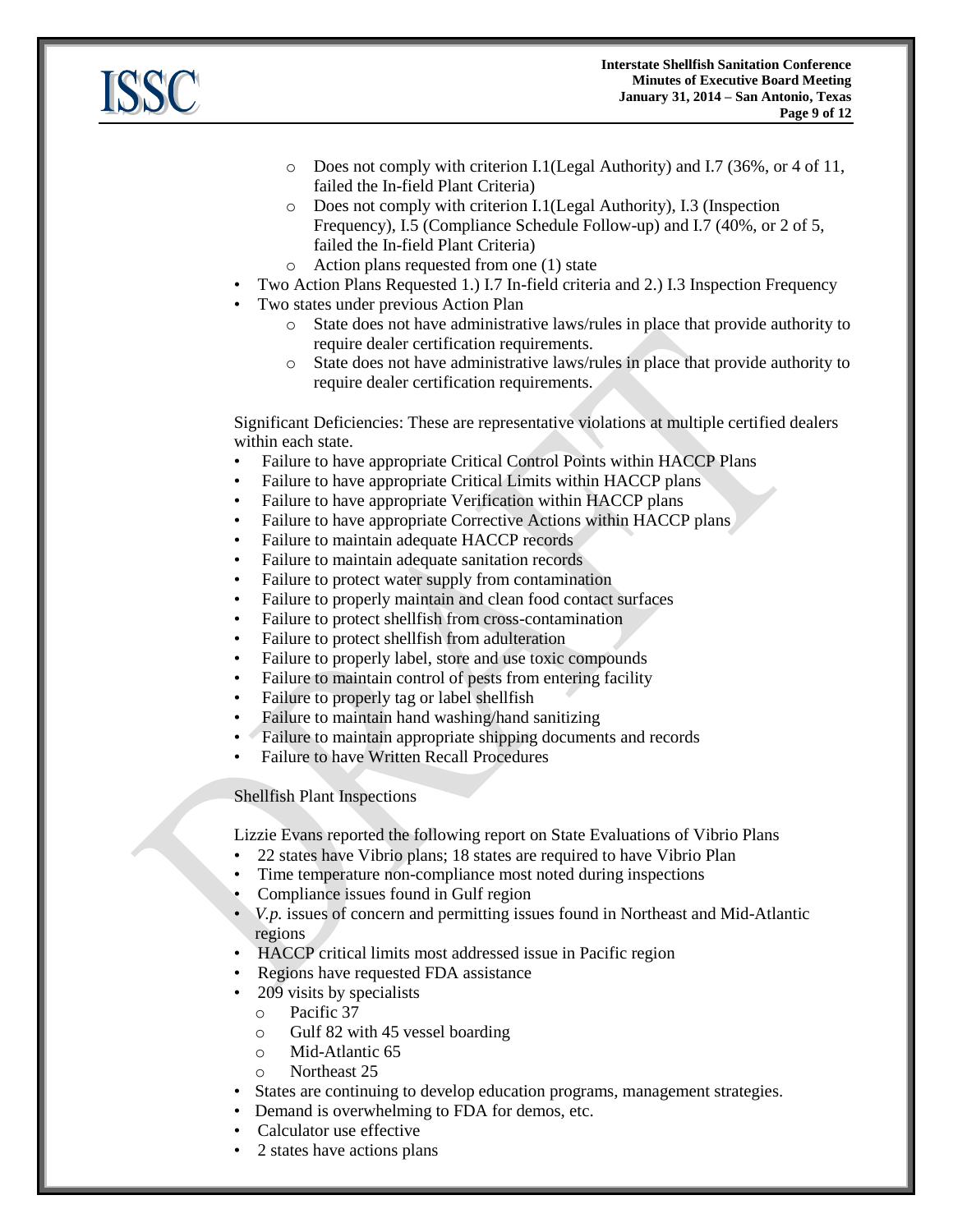- Does not comply with criterion I.1(Legal Authority) and I.7 (36%, or 4 of 11, failed the In-field Plant Criteria)
  - Does not comply with criterion I.1(Legal Authority), I.3 (Inspection Frequency), I.5 (Compliance Schedule Follow-up) and I.7 (40%, or 2 of 5, failed the In-field Plant Criteria)
  - Action plans requested from one (1) state
- Two Action Plans Requested 1.) I.7 In-field criteria and 2.) I.3 Inspection Frequency
- Two states under previous Action Plan
  - State does not have administrative laws/rules in place that provide authority to require dealer certification requirements.
  - State does not have administrative laws/rules in place that provide authority to require dealer certification requirements.

Significant Deficiencies: These are representative violations at multiple certified dealers within each state.

- Failure to have appropriate Critical Control Points within HACCP Plans
- Failure to have appropriate Critical Limits within HACCP plans
- Failure to have appropriate Verification within HACCP plans
- Failure to have appropriate Corrective Actions within HACCP plans
- Failure to maintain adequate HACCP records
- Failure to maintain adequate sanitation records
- Failure to protect water supply from contamination
- Failure to properly maintain and clean food contact surfaces
- Failure to protect shellfish from cross-contamination
- Failure to protect shellfish from adulteration
- Failure to properly label, store and use toxic compounds
- Failure to maintain control of pests from entering facility
- Failure to properly tag or label shellfish
- Failure to maintain hand washing/hand sanitizing
- Failure to maintain appropriate shipping documents and records
- Failure to have Written Recall Procedures

Shellfish Plant Inspections

Lizzie Evans reported the following report on State Evaluations of Vibrio Plans

- 22 states have Vibrio plans; 18 states are required to have Vibrio Plan
- Time temperature non-compliance most noted during inspections
- Compliance issues found in Gulf region
- *V.p.* issues of concern and permitting issues found in Northeast and Mid-Atlantic regions
- HACCP critical limits most addressed issue in Pacific region
- Regions have requested FDA assistance
- 209 visits by specialists
  - Pacific 37
  - Gulf 82 with 45 vessel boarding
  - Mid-Atlantic 65
  - Northeast 25
- States are continuing to develop education programs, management strategies.
- Demand is overwhelming to FDA for demos, etc.
- Calculator use effective
- 2 states have actions plans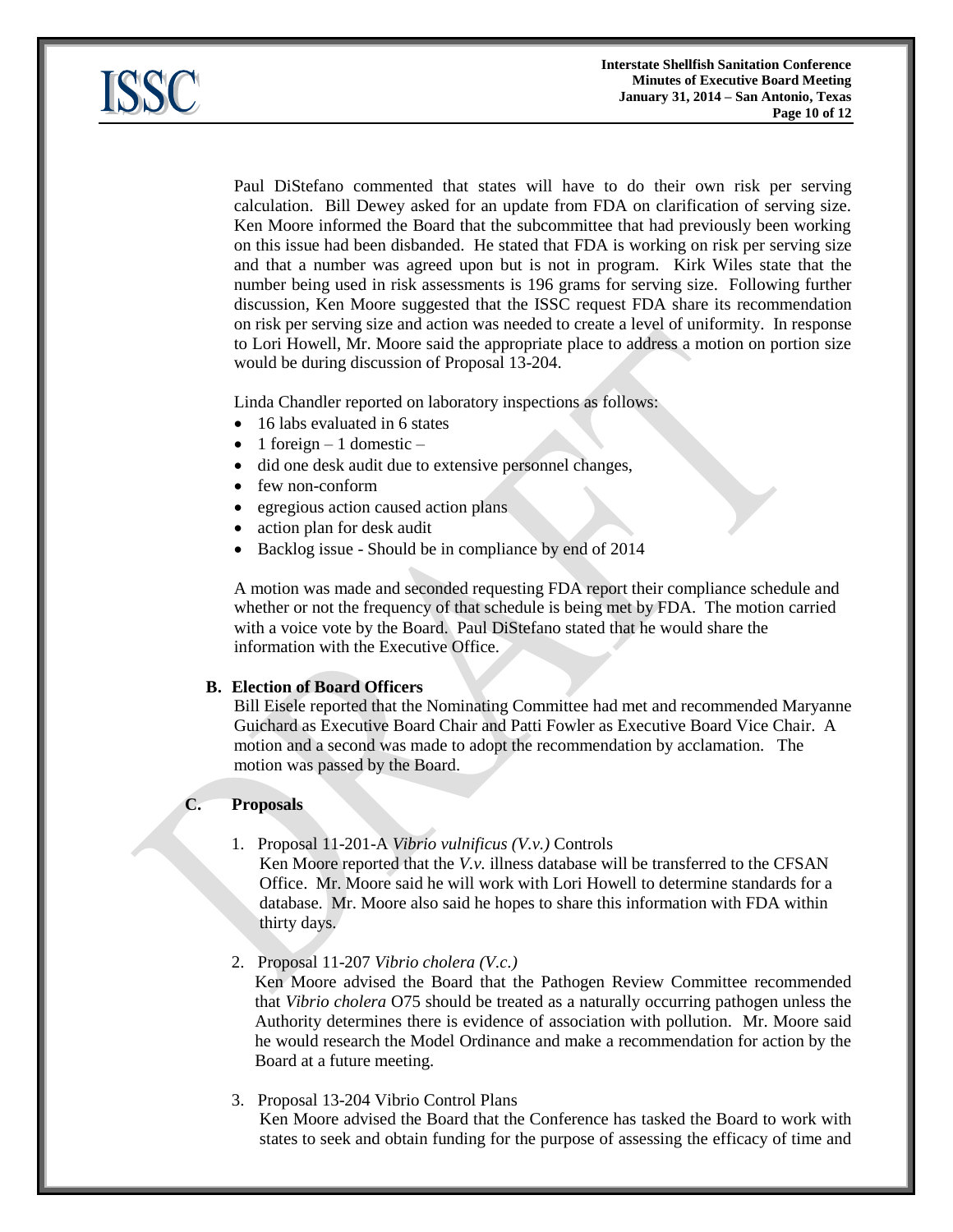Paul DiStefano commented that states will have to do their own risk per serving calculation. Bill Dewey asked for an update from FDA on clarification of serving size. Ken Moore informed the Board that the subcommittee that had previously been working on this issue had been disbanded. He stated that FDA is working on risk per serving size and that a number was agreed upon but is not in program. Kirk Wiles state that the number being used in risk assessments is 196 grams for serving size. Following further discussion, Ken Moore suggested that the ISSC request FDA share its recommendation on risk per serving size and action was needed to create a level of uniformity. In response to Lori Howell, Mr. Moore said the appropriate place to address a motion on portion size would be during discussion of Proposal 13-204.

Linda Chandler reported on laboratory inspections as follows:

- 16 labs evaluated in 6 states
- 1 foreign – 1 domestic –
- did one desk audit due to extensive personnel changes,
- few non-conform
- egregious action caused action plans
- action plan for desk audit
- Backlog issue - Should be in compliance by end of 2014

A motion was made and seconded requesting FDA report their compliance schedule and whether or not the frequency of that schedule is being met by FDA. The motion carried with a voice vote by the Board. Paul DiStefano stated that he would share the information with the Executive Office.

**B. Election of Board Officers**

Bill Eisele reported that the Nominating Committee had met and recommended Maryanne Guichard as Executive Board Chair and Patti Fowler as Executive Board Vice Chair. A motion and a second was made to adopt the recommendation by acclamation. The motion was passed by the Board.

**C. Proposals**

1. Proposal 11-201-A *Vibrio vulnificus (V.v.)* Controls
   Ken Moore reported that the *V.v.* illness database will be transferred to the CFSAN Office. Mr. Moore said he will work with Lori Howell to determine standards for a database. Mr. Moore also said he hopes to share this information with FDA within thirty days.

2. Proposal 11-207 *Vibrio cholera (V.c.)*
   Ken Moore advised the Board that the Pathogen Review Committee recommended that *Vibrio cholera* O75 should be treated as a naturally occurring pathogen unless the Authority determines there is evidence of association with pollution. Mr. Moore said he would research the Model Ordinance and make a recommendation for action by the Board at a future meeting.

3. Proposal 13-204 Vibrio Control Plans
   Ken Moore advised the Board that the Conference has tasked the Board to work with states to seek and obtain funding for the purpose of assessing the efficacy of time and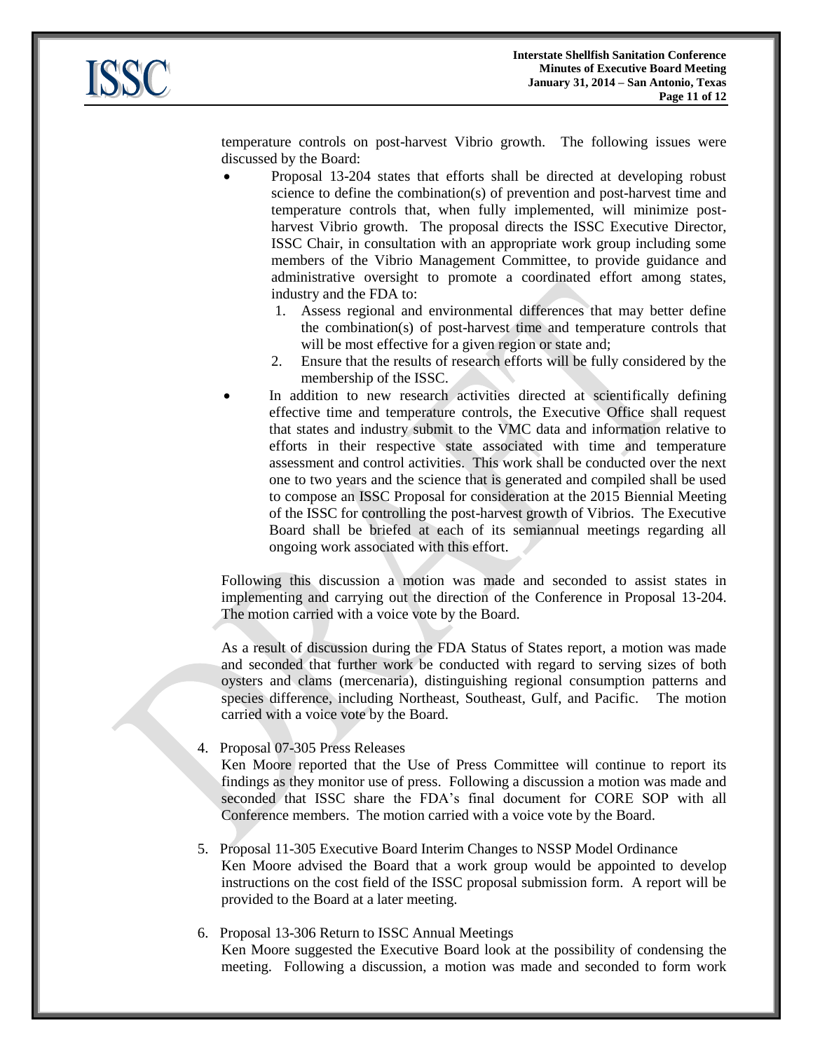temperature controls on post-harvest Vibrio growth. The following issues were discussed by the Board:

- Proposal 13-204 states that efforts shall be directed at developing robust science to define the combination(s) of prevention and post-harvest time and temperature controls that, when fully implemented, will minimize post-harvest Vibrio growth. The proposal directs the ISSC Executive Director, ISSC Chair, in consultation with an appropriate work group including some members of the Vibrio Management Committee, to provide guidance and administrative oversight to promote a coordinated effort among states, industry and the FDA to:
  1. Assess regional and environmental differences that may better define the combination(s) of post-harvest time and temperature controls that will be most effective for a given region or state and;
  2. Ensure that the results of research efforts will be fully considered by the membership of the ISSC.
- In addition to new research activities directed at scientifically defining effective time and temperature controls, the Executive Office shall request that states and industry submit to the VMC data and information relative to efforts in their respective state associated with time and temperature assessment and control activities. This work shall be conducted over the next one to two years and the science that is generated and compiled shall be used to compose an ISSC Proposal for consideration at the 2015 Biennial Meeting of the ISSC for controlling the post-harvest growth of Vibrios. The Executive Board shall be briefed at each of its semiannual meetings regarding all ongoing work associated with this effort.

Following this discussion a motion was made and seconded to assist states in implementing and carrying out the direction of the Conference in Proposal 13-204. The motion carried with a voice vote by the Board.

As a result of discussion during the FDA Status of States report, a motion was made and seconded that further work be conducted with regard to serving sizes of both oysters and clams (mercenaria), distinguishing regional consumption patterns and species difference, including Northeast, Southeast, Gulf, and Pacific. The motion carried with a voice vote by the Board.

4. Proposal 07-305 Press Releases
   Ken Moore reported that the Use of Press Committee will continue to report its findings as they monitor use of press. Following a discussion a motion was made and seconded that ISSC share the FDA's final document for CORE SOP with all Conference members. The motion carried with a voice vote by the Board.

5. Proposal 11-305 Executive Board Interim Changes to NSSP Model Ordinance
   Ken Moore advised the Board that a work group would be appointed to develop instructions on the cost field of the ISSC proposal submission form. A report will be provided to the Board at a later meeting.

6. Proposal 13-306 Return to ISSC Annual Meetings
   Ken Moore suggested the Executive Board look at the possibility of condensing the meeting. Following a discussion, a motion was made and seconded to form work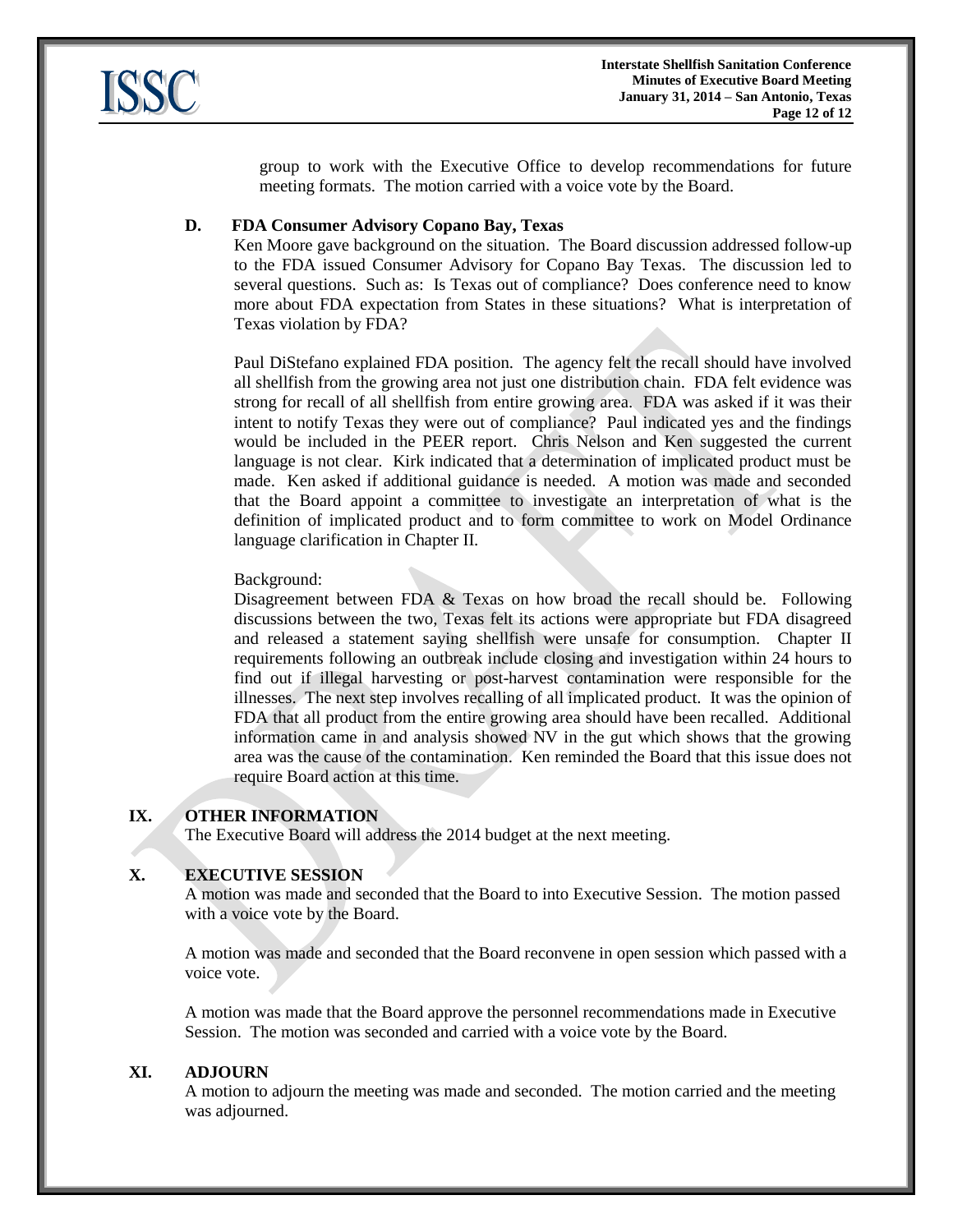group to work with the Executive Office to develop recommendations for future meeting formats. The motion carried with a voice vote by the Board.

### D. FDA Consumer Advisory Copano Bay, Texas

Ken Moore gave background on the situation. The Board discussion addressed follow-up to the FDA issued Consumer Advisory for Copano Bay Texas. The discussion led to several questions. Such as: Is Texas out of compliance? Does conference need to know more about FDA expectation from States in these situations? What is interpretation of Texas violation by FDA?

Paul DiStefano explained FDA position. The agency felt the recall should have involved all shellfish from the growing area not just one distribution chain. FDA felt evidence was strong for recall of all shellfish from entire growing area. FDA was asked if it was their intent to notify Texas they were out of compliance? Paul indicated yes and the findings would be included in the PEER report. Chris Nelson and Ken suggested the current language is not clear. Kirk indicated that a determination of implicated product must be made. Ken asked if additional guidance is needed. A motion was made and seconded that the Board appoint a committee to investigate an interpretation of what is the definition of implicated product and to form committee to work on Model Ordinance language clarification in Chapter II.

Background:
Disagreement between FDA & Texas on how broad the recall should be. Following discussions between the two, Texas felt its actions were appropriate but FDA disagreed and released a statement saying shellfish were unsafe for consumption. Chapter II requirements following an outbreak include closing and investigation within 24 hours to find out if illegal harvesting or post-harvest contamination were responsible for the illnesses. The next step involves recalling of all implicated product. It was the opinion of FDA that all product from the entire growing area should have been recalled. Additional information came in and analysis showed NV in the gut which shows that the growing area was the cause of the contamination. Ken reminded the Board that this issue does not require Board action at this time.

## IX. OTHER INFORMATION

The Executive Board will address the 2014 budget at the next meeting.

## X. EXECUTIVE SESSION

A motion was made and seconded that the Board to into Executive Session. The motion passed with a voice vote by the Board.

A motion was made and seconded that the Board reconvene in open session which passed with a voice vote.

A motion was made that the Board approve the personnel recommendations made in Executive Session. The motion was seconded and carried with a voice vote by the Board.

## XI. ADJOURN

A motion to adjourn the meeting was made and seconded. The motion carried and the meeting was adjourned.